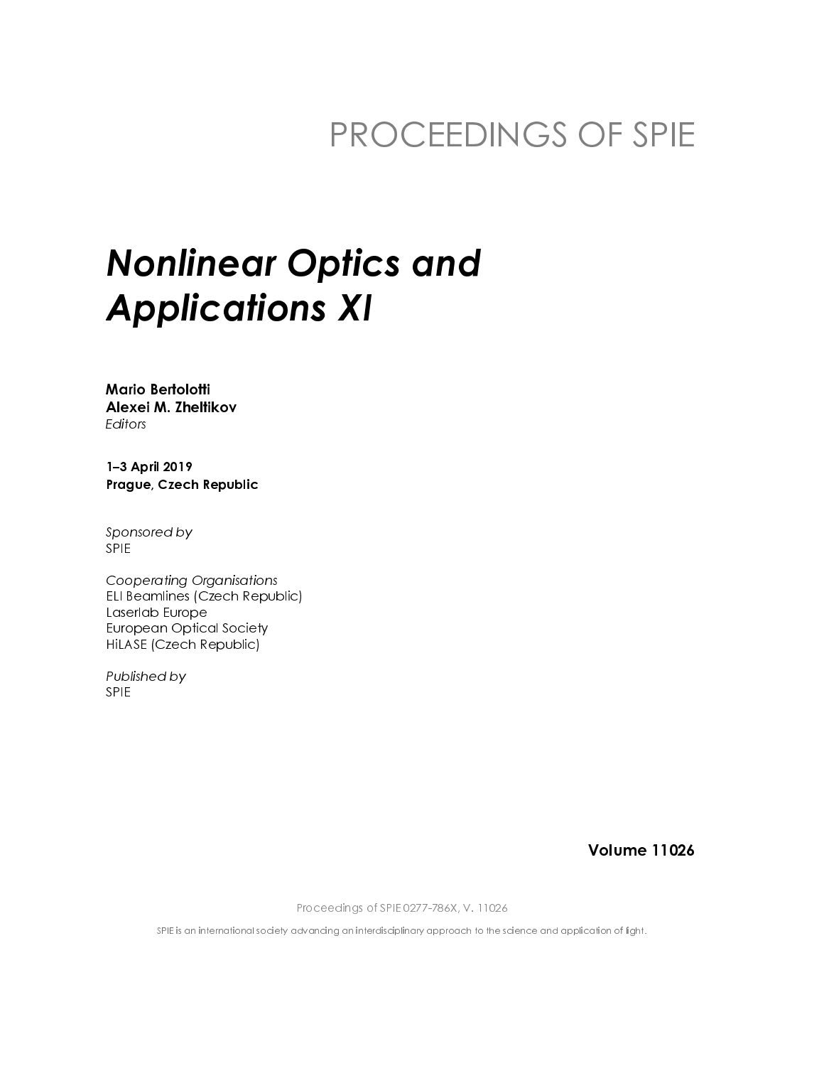PROCEEDINGS OF SPIE

# *Nonlinear Optics and Applications XI*

**Mario Bertolotti**
**Alexei M. Zheltikov**
*Editors*

**1–3 April 2019**
**Prague, Czech Republic**

*Sponsored by*
SPIE

*Cooperating Organisations*
ELI Beamlines (Czech Republic)
Laserlab Europe
European Optical Society
HiLASE (Czech Republic)

*Published by*
SPIE

**Volume 11026**

Proceedings of SPIE 0277-786X, V. 11026

SPIE is an international society advancing an interdisciplinary approach to the science and application of light.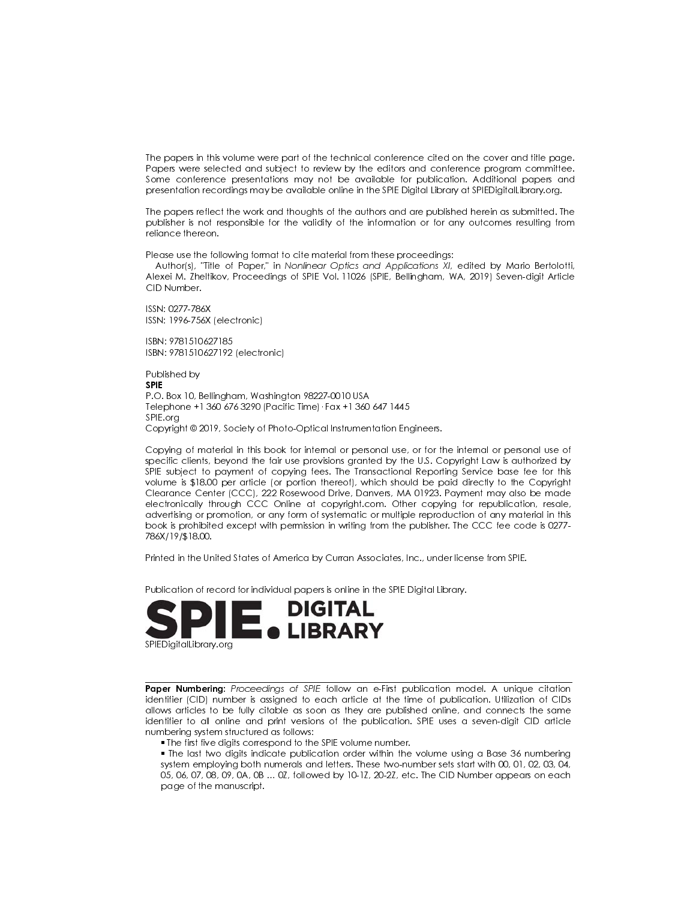The papers in this volume were part of the technical conference cited on the cover and title page. Papers were selected and subject to review by the editors and conference program committee. Some conference presentations may not be available for publication. Additional papers and presentation recordings may be available online in the SPIE Digital Library at SPIEDigitalLibrary.org.

The papers reflect the work and thoughts of the authors and are published herein as submitted. The publisher is not responsible for the validity of the information or for any outcomes resulting from reliance thereon.

Please use the following format to cite material from these proceedings:
Author(s), "Title of Paper," in *Nonlinear Optics and Applications XI*, edited by Mario Bertolotti, Alexei M. Zheltikov, Proceedings of SPIE Vol. 11026 (SPIE, Bellingham, WA, 2019) Seven-digit Article CID Number.

ISSN: 0277-786X
ISSN: 1996-756X (electronic)

ISBN: 9781510627185
ISBN: 9781510627192 (electronic)

Published by
**SPIE**
P.O. Box 10, Bellingham, Washington 98227-0010 USA
Telephone +1 360 676 3290 (Pacific Time) · Fax +1 360 647 1445
SPIE.org
Copyright © 2019, Society of Photo-Optical Instrumentation Engineers.

Copying of material in this book for internal or personal use, or for the internal or personal use of specific clients, beyond the fair use provisions granted by the U.S. Copyright Law is authorized by SPIE subject to payment of copying fees. The Transactional Reporting Service base fee for this volume is $18.00 per article (or portion thereof), which should be paid directly to the Copyright Clearance Center (CCC), 222 Rosewood Drive, Danvers, MA 01923. Payment may also be made electronically through CCC Online at copyright.com. Other copying for republication, resale, advertising or promotion, or any form of systematic or multiple reproduction of any material in this book is prohibited except with permission in writing from the publisher. The CCC fee code is 0277-786X/19/$18.00.

Printed in the United States of America by Curran Associates, Inc., under license from SPIE.

Publication of record for individual papers is online in the SPIE Digital Library.

**SPIE. DIGITAL LIBRARY**
SPIEDigitalLibrary.org

---

**Paper Numbering:** *Proceedings of SPIE* follow an e-First publication model. A unique citation identifier (CID) number is assigned to each article at the time of publication. Utilization of CIDs allows articles to be fully citable as soon as they are published online, and connects the same identifier to all online and print versions of the publication. SPIE uses a seven-digit CID article numbering system structured as follows:

- The first five digits correspond to the SPIE volume number.
- The last two digits indicate publication order within the volume using a Base 36 numbering system employing both numerals and letters. These two-number sets start with 00, 01, 02, 03, 04, 05, 06, 07, 08, 09, 0A, 0B ... 0Z, followed by 10-1Z, 20-2Z, etc. The CID Number appears on each page of the manuscript.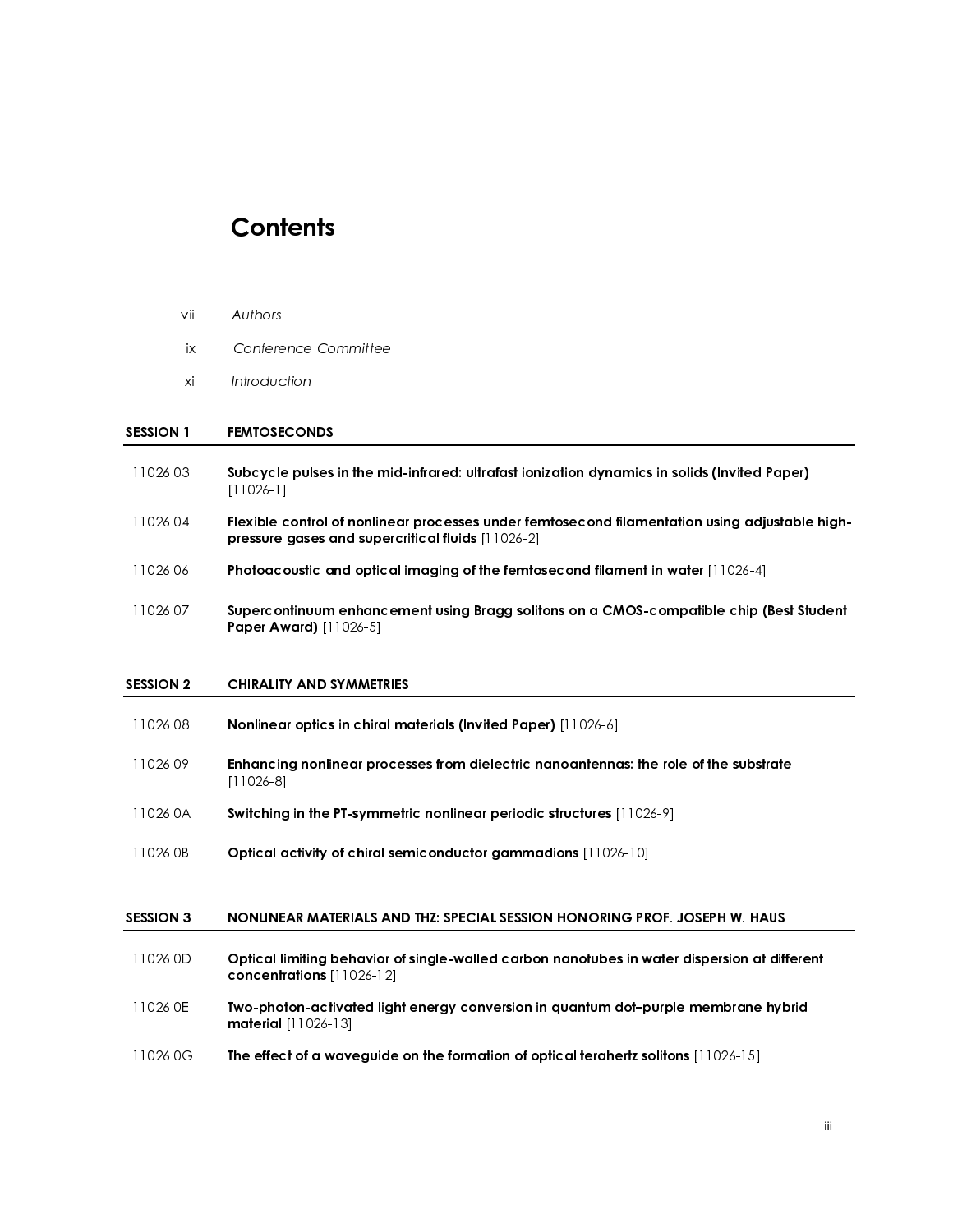# Contents

vii *Authors*

ix *Conference Committee*

xi *Introduction*

## SESSION 1 FEMTOSECONDS

11026 03 **Subcycle pulses in the mid-infrared: ultrafast ionization dynamics in solids (Invited Paper)** [11026-1]

11026 04 **Flexible control of nonlinear processes under femtosecond filamentation using adjustable high-pressure gases and supercritical fluids** [11026-2]

11026 06 **Photoacoustic and optical imaging of the femtosecond filament in water** [11026-4]

11026 07 **Supercontinuum enhancement using Bragg solitons on a CMOS-compatible chip (Best Student Paper Award)** [11026-5]

## SESSION 2 CHIRALITY AND SYMMETRIES

11026 08 **Nonlinear optics in chiral materials (Invited Paper)** [11026-6]

11026 09 **Enhancing nonlinear processes from dielectric nanoantennas: the role of the substrate** [11026-8]

11026 0A **Switching in the PT-symmetric nonlinear periodic structures** [11026-9]

11026 0B **Optical activity of chiral semiconductor gammadions** [11026-10]

## SESSION 3 NONLINEAR MATERIALS AND THZ: SPECIAL SESSION HONORING PROF. JOSEPH W. HAUS

11026 0D **Optical limiting behavior of single-walled carbon nanotubes in water dispersion at different concentrations** [11026-12]

11026 0E **Two-photon-activated light energy conversion in quantum dot–purple membrane hybrid material** [11026-13]

11026 0G **The effect of a waveguide on the formation of optical terahertz solitons** [11026-15]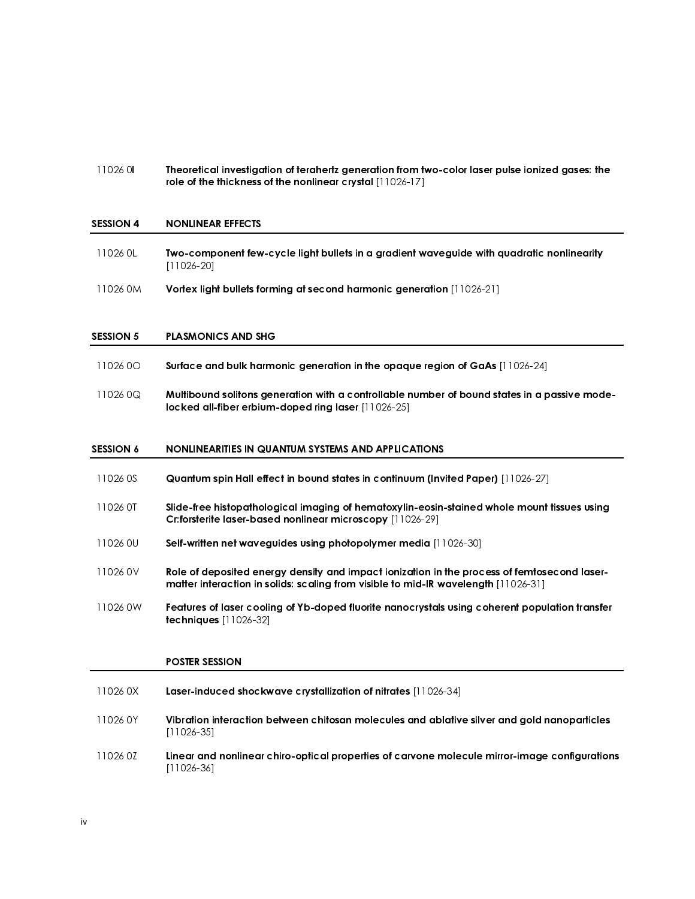| | |
|---|---|
| 11026 0I | **Theoretical investigation of terahertz generation from two-color laser pulse ionized gases: the role of the thickness of the nonlinear crystal** [11026-17] |

| SESSION 4 | NONLINEAR EFFECTS |
|---|---|
| 11026 0L | **Two-component few-cycle light bullets in a gradient waveguide with quadratic nonlinearity** [11026-20] |
| 11026 0M | **Vortex light bullets forming at second harmonic generation** [11026-21] |

| SESSION 5 | PLASMONICS AND SHG |
|---|---|
| 11026 0O | **Surface and bulk harmonic generation in the opaque region of GaAs** [11026-24] |
| 11026 0Q | **Multibound solitons generation with a controllable number of bound states in a passive mode-locked all-fiber erbium-doped ring laser** [11026-25] |

| SESSION 6 | NONLINEARITIES IN QUANTUM SYSTEMS AND APPLICATIONS |
|---|---|
| 11026 0S | **Quantum spin Hall effect in bound states in continuum (Invited Paper)** [11026-27] |
| 11026 0T | **Slide-free histopathological imaging of hematoxylin-eosin-stained whole mount tissues using Cr:forsterite laser-based nonlinear microscopy** [11026-29] |
| 11026 0U | **Self-written net waveguides using photopolymer media** [11026-30] |
| 11026 0V | **Role of deposited energy density and impact ionization in the process of femtosecond laser-matter interaction in solids: scaling from visible to mid-IR wavelength** [11026-31] |
| 11026 0W | **Features of laser cooling of Yb-doped fluorite nanocrystals using coherent population transfer techniques** [11026-32] |

| | POSTER SESSION |
|---|---|
| 11026 0X | **Laser-induced shockwave crystallization of nitrates** [11026-34] |
| 11026 0Y | **Vibration interaction between chitosan molecules and ablative silver and gold nanoparticles** [11026-35] |
| 11026 0Z | **Linear and nonlinear chiro-optical properties of carvone molecule mirror-image configurations** [11026-36] |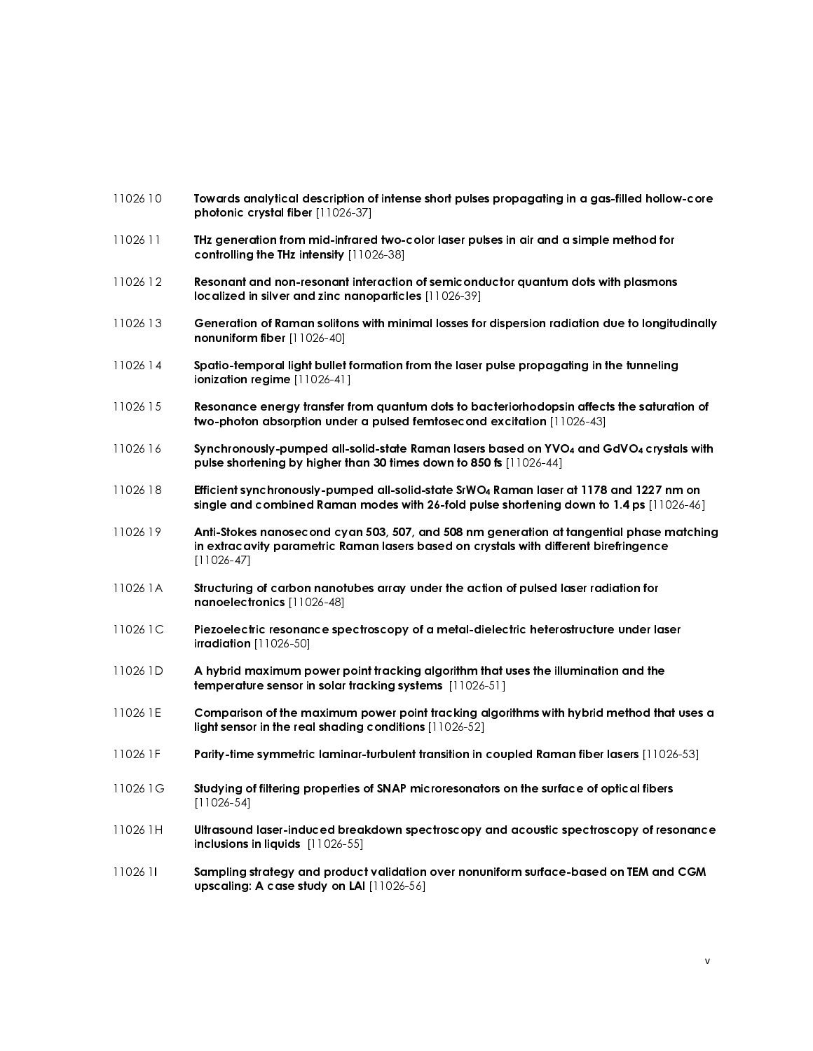11026 10 **Towards analytical description of intense short pulses propagating in a gas-filled hollow-core photonic crystal fiber** [11026-37]

11026 11 **THz generation from mid-infrared two-color laser pulses in air and a simple method for controlling the THz intensity** [11026-38]

11026 12 **Resonant and non-resonant interaction of semiconductor quantum dots with plasmons localized in silver and zinc nanoparticles** [11026-39]

11026 13 **Generation of Raman solitons with minimal losses for dispersion radiation due to longitudinally nonuniform fiber** [11026-40]

11026 14 **Spatio-temporal light bullet formation from the laser pulse propagating in the tunneling ionization regime** [11026-41]

11026 15 **Resonance energy transfer from quantum dots to bacteriorhodopsin affects the saturation of two-photon absorption under a pulsed femtosecond excitation** [11026-43]

11026 16 **Synchronously-pumped all-solid-state Raman lasers based on $YVO_4$ and $GdVO_4$ crystals with pulse shortening by higher than 30 times down to 850 fs** [11026-44]

11026 18 **Efficient synchronously-pumped all-solid-state $SrWO_4$ Raman laser at 1178 and 1227 nm on single and combined Raman modes with 26-fold pulse shortening down to 1.4 ps** [11026-46]

11026 19 **Anti-Stokes nanosecond cyan 503, 507, and 508 nm generation at tangential phase matching in extracavity parametric Raman lasers based on crystals with different birefringence** [11026-47]

11026 1A **Structuring of carbon nanotubes array under the action of pulsed laser radiation for nanoelectronics** [11026-48]

11026 1C **Piezoelectric resonance spectroscopy of a metal-dielectric heterostructure under laser irradiation** [11026-50]

11026 1D **A hybrid maximum power point tracking algorithm that uses the illumination and the temperature sensor in solar tracking systems** [11026-51]

11026 1E **Comparison of the maximum power point tracking algorithms with hybrid method that uses a light sensor in the real shading conditions** [11026-52]

11026 1F **Parity-time symmetric laminar-turbulent transition in coupled Raman fiber lasers** [11026-53]

11026 1G **Studying of filtering properties of SNAP microresonators on the surface of optical fibers** [11026-54]

11026 1H **Ultrasound laser-induced breakdown spectroscopy and acoustic spectroscopy of resonance inclusions in liquids** [11026-55]

11026 1I **Sampling strategy and product validation over nonuniform surface-based on TEM and CGM upscaling: A case study on LAI** [11026-56]